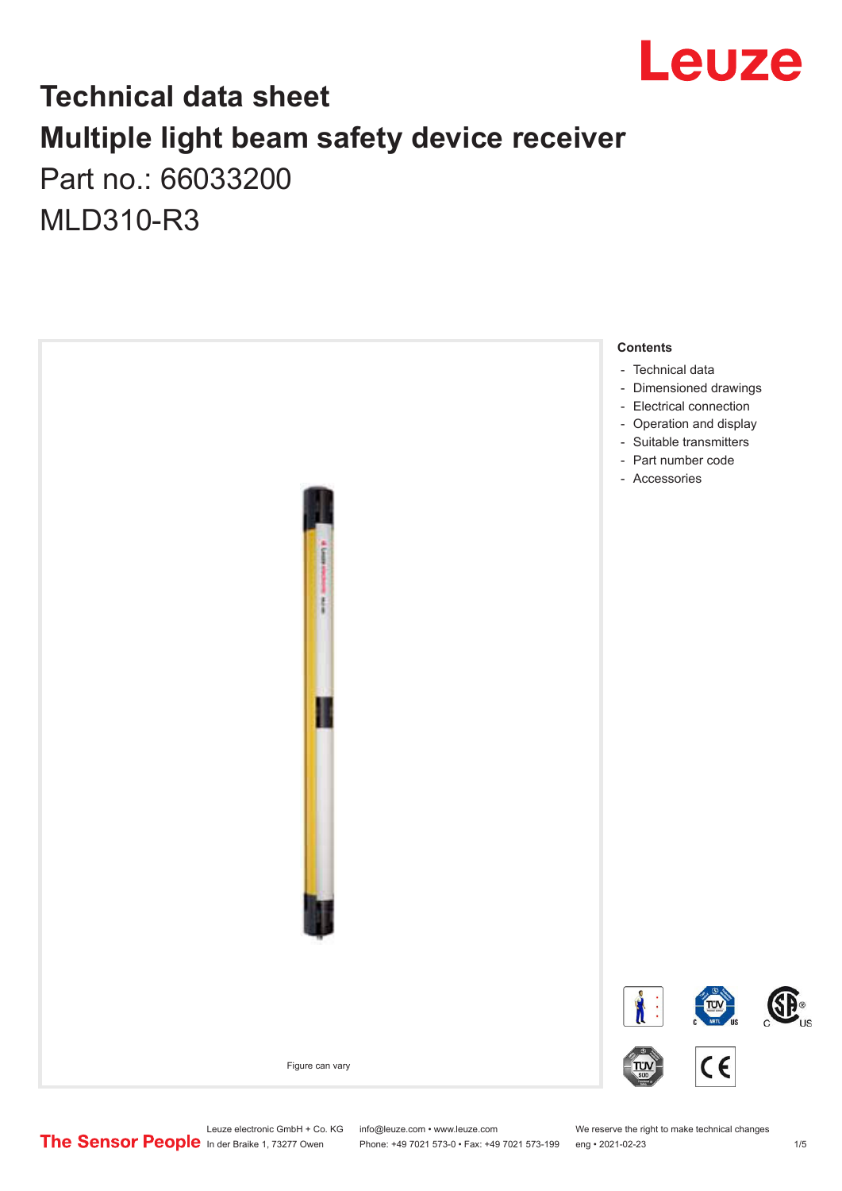# Technical data sheet

# Multiple light beam safety device receiver

Part no.: 66033200

MLD310-R3

Figure can vary

**Contents**

- Technical data
- Dimensioned drawings
- Electrical connection
- Operation and display
- Suitable transmitters
- Part number code
- Accessories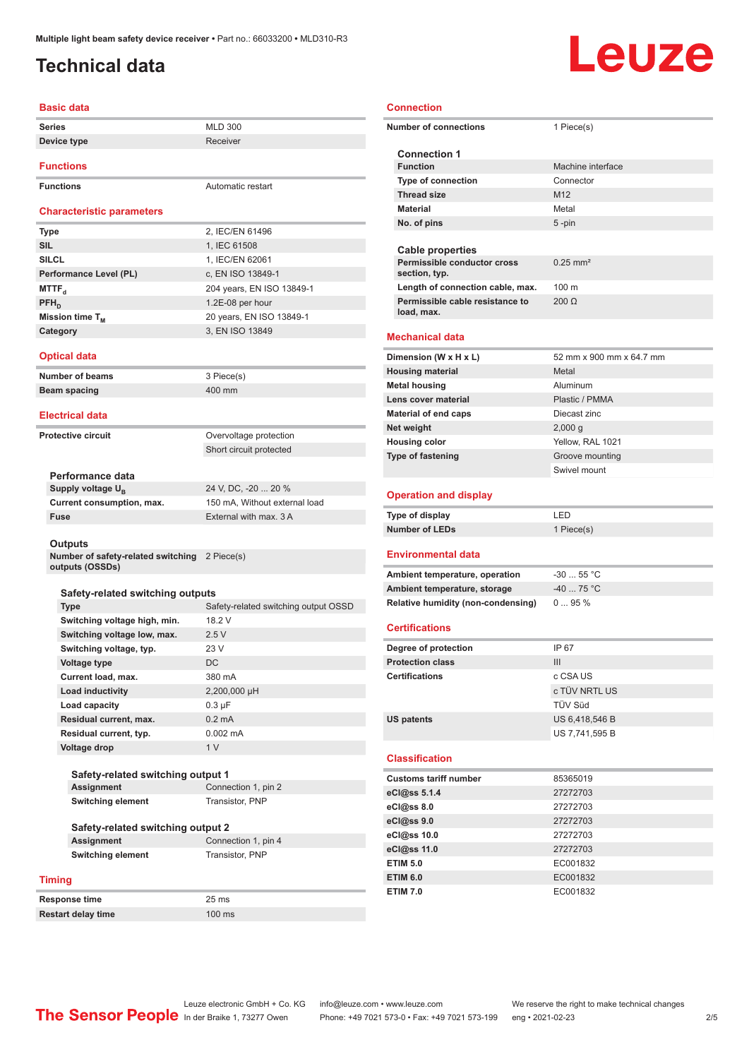Multiple light beam safety device receiver • Part no.: 66033200 • MLD310-R3

# Technical data

## Basic data

| | |
|---|---|
| Series | MLD 300 |
| Device type | Receiver |

## Functions

| | |
|---|---|
| Functions | Automatic restart |

## Characteristic parameters

| | |
|---|---|
| Type | 2, IEC/EN 61496 |
| SIL | 1, IEC 61508 |
| SILCL | 1, IEC/EN 62061 |
| Performance Level (PL) | c, EN ISO 13849-1 |
| $MTTF_d$ | 204 years, EN ISO 13849-1 |
| $PFH_D$ | 1.2E-08 per hour |
| Mission time $T_M$ | 20 years, EN ISO 13849-1 |
| Category | 3, EN ISO 13849 |

## Optical data

| | |
|---|---|
| Number of beams | 3 Piece(s) |
| Beam spacing | 400 mm |

## Electrical data

| | |
|---|---|
| Protective circuit | Overvoltage protection |
| | Short circuit protected |

### Performance data

| | |
|---|---|
| Supply voltage $U_B$ | 24 V, DC, -20 ... 20 % |
| Current consumption, max. | 150 mA, Without external load |
| Fuse | External with max. 3 A |

### Outputs

| | |
|---|---|
| Number of safety-related switching outputs (OSSDs) | 2 Piece(s) |

#### Safety-related switching outputs

| | |
|---|---|
| Type | Safety-related switching output OSSD |
| Switching voltage high, min. | 18.2 V |
| Switching voltage low, max. | 2.5 V |
| Switching voltage, typ. | 23 V |
| Voltage type | DC |
| Current load, max. | 380 mA |
| Load inductivity | 2,200,000 µH |
| Load capacity | 0.3 µF |
| Residual current, max. | 0.2 mA |
| Residual current, typ. | 0.002 mA |
| Voltage drop | 1 V |

##### Safety-related switching output 1

| | |
|---|---|
| Assignment | Connection 1, pin 2 |
| Switching element | Transistor, PNP |

##### Safety-related switching output 2

| | |
|---|---|
| Assignment | Connection 1, pin 4 |
| Switching element | Transistor, PNP |

## Timing

| | |
|---|---|
| Response time | 25 ms |
| Restart delay time | 100 ms |

## Connection

| | |
|---|---|
| Number of connections | 1 Piece(s) |

### Connection 1

| | |
|---|---|
| Function | Machine interface |
| Type of connection | Connector |
| Thread size | M12 |
| Material | Metal |
| No. of pins | 5 -pin |

### Cable properties

| | |
|---|---|
| Permissible conductor cross section, typ. | 0.25 mm² |
| Length of connection cable, max. | 100 m |
| Permissible cable resistance to load, max. | 200 Ω |

## Mechanical data

| | |
|---|---|
| Dimension (W x H x L) | 52 mm x 900 mm x 64.7 mm |
| Housing material | Metal |
| Metal housing | Aluminum |
| Lens cover material | Plastic / PMMA |
| Material of end caps | Diecast zinc |
| Net weight | 2,000 g |
| Housing color | Yellow, RAL 1021 |
| Type of fastening | Groove mounting |
| | Swivel mount |

## Operation and display

| | |
|---|---|
| Type of display | LED |
| Number of LEDs | 1 Piece(s) |

## Environmental data

| | |
|---|---|
| Ambient temperature, operation | -30 ... 55 °C |
| Ambient temperature, storage | -40 ... 75 °C |
| Relative humidity (non-condensing) | 0 ... 95 % |

## Certifications

| | |
|---|---|
| Degree of protection | IP 67 |
| Protection class | III |
| Certifications | c CSA US |
| | c TÜV NRTL US |
| | TÜV Süd |
| US patents | US 6,418,546 B |
| | US 7,741,595 B |

## Classification

| | |
|---|---|
| Customs tariff number | 85365019 |
| eCl@ss 5.1.4 | 27272703 |
| eCl@ss 8.0 | 27272703 |
| eCl@ss 9.0 | 27272703 |
| eCl@ss 10.0 | 27272703 |
| eCl@ss 11.0 | 27272703 |
| ETIM 5.0 | EC001832 |
| ETIM 6.0 | EC001832 |
| ETIM 7.0 | EC001832 |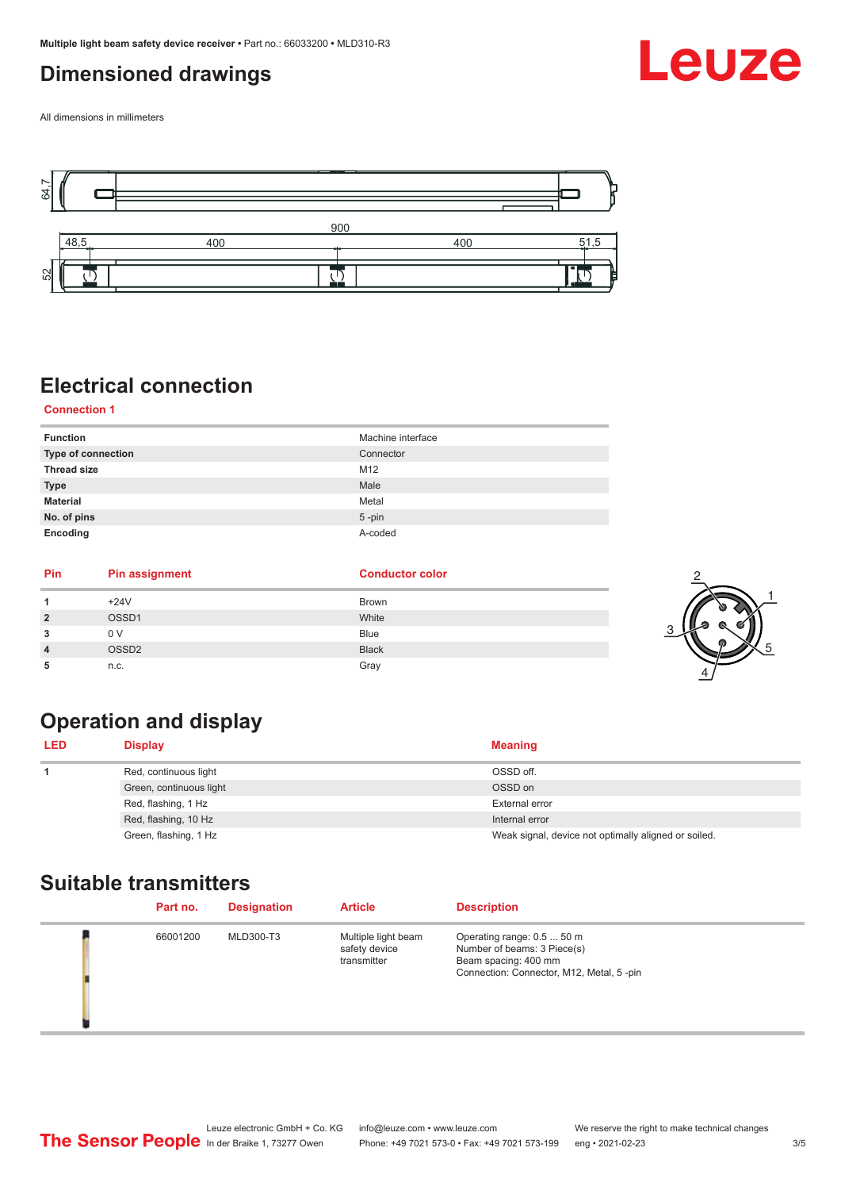# Dimensioned drawings

All dimensions in millimeters

64,7

900

48,5 400 400 51,5

52

# Electrical connection

## Connection 1

| Function | Machine interface |
|---|---|
| Type of connection | Connector |
| Thread size | M12 |
| Type | Male |
| Material | Metal |
| No. of pins | 5 -pin |
| Encoding | A-coded |

| Pin | Pin assignment | Conductor color |
|---|---|---|
| 1 | +24V | Brown |
| 2 | OSSD1 | White |
| 3 | 0 V | Blue |
| 4 | OSSD2 | Black |
| 5 | n.c. | Gray |

# Operation and display

| LED | Display | Meaning |
|---|---|---|
| 1 | Red, continuous light | OSSD off. |
| | Green, continuous light | OSSD on |
| | Red, flashing, 1 Hz | External error |
| | Red, flashing, 10 Hz | Internal error |
| | Green, flashing, 1 Hz | Weak signal, device not optimally aligned or soiled. |

# Suitable transmitters

| Part no. | Designation | Article | Description |
|---|---|---|---|
| 66001200 | MLD300-T3 | Multiple light beam safety device transmitter | Operating range: 0.5 ... 50 m<br>Number of beams: 3 Piece(s)<br>Beam spacing: 400 mm<br>Connection: Connector, M12, Metal, 5 -pin |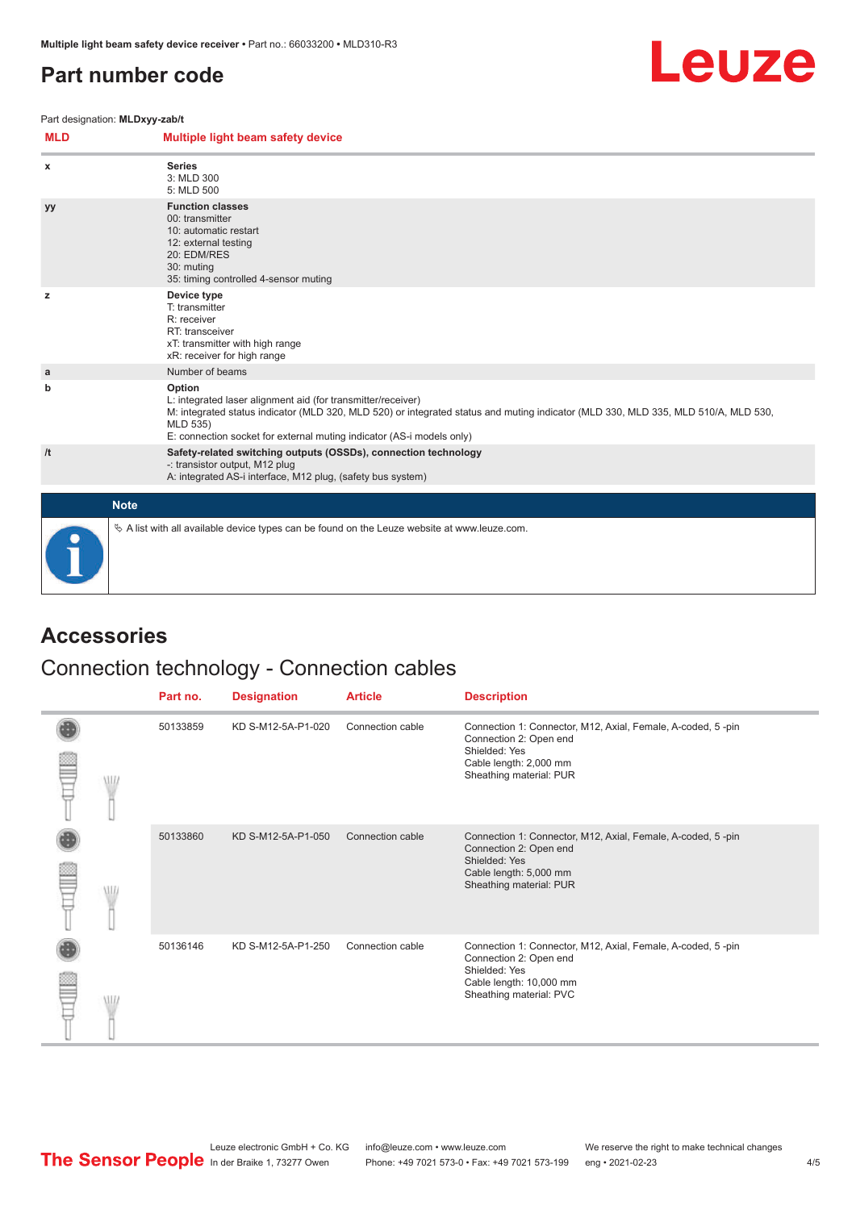# Part number code

Part designation: **MLDxyy-zab/t**

| MLD | Multiple light beam safety device |
|---|---|
| x | **Series**<br>3: MLD 300<br>5: MLD 500 |
| yy | **Function classes**<br>00: transmitter<br>10: automatic restart<br>12: external testing<br>20: EDM/RES<br>30: muting<br>35: timing controlled 4-sensor muting |
| z | **Device type**<br>T: transmitter<br>R: receiver<br>RT: transceiver<br>xT: transmitter with high range<br>xR: receiver for high range |
| a | Number of beams |
| b | **Option**<br>L: integrated laser alignment aid (for transmitter/receiver)<br>M: integrated status indicator (MLD 320, MLD 520) or integrated status and muting indicator (MLD 330, MLD 335, MLD 510/A, MLD 530, MLD 535)<br>E: connection socket for external muting indicator (AS-i models only) |
| /t | **Safety-related switching outputs (OSSDs), connection technology**<br>-: transistor output, M12 plug<br>A: integrated AS-i interface, M12 plug, (safety bus system) |

**Note**

A list with all available device types can be found on the Leuze website at www.leuze.com.

# Accessories

## Connection technology - Connection cables

| Part no. | Designation | Article | Description |
|---|---|---|---|
| 50133859 | KD S-M12-5A-P1-020 | Connection cable | Connection 1: Connector, M12, Axial, Female, A-coded, 5 -pin<br>Connection 2: Open end<br>Shielded: Yes<br>Cable length: 2,000 mm<br>Sheathing material: PUR |
| 50133860 | KD S-M12-5A-P1-050 | Connection cable | Connection 1: Connector, M12, Axial, Female, A-coded, 5 -pin<br>Connection 2: Open end<br>Shielded: Yes<br>Cable length: 5,000 mm<br>Sheathing material: PUR |
| 50136146 | KD S-M12-5A-P1-250 | Connection cable | Connection 1: Connector, M12, Axial, Female, A-coded, 5 -pin<br>Connection 2: Open end<br>Shielded: Yes<br>Cable length: 10,000 mm<br>Sheathing material: PVC |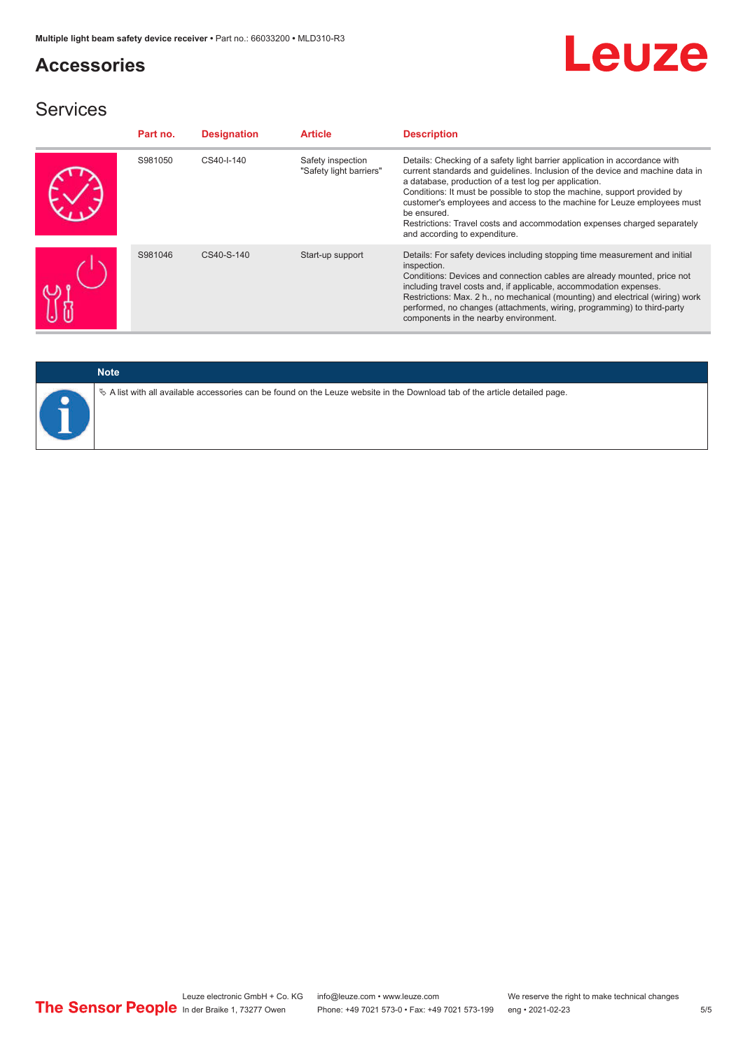## Accessories

## Services

| | Part no. | Designation | Article | Description |
|---|---|---|---|---|
| | S981050 | CS40-I-140 | Safety inspection "Safety light barriers" | Details: Checking of a safety light barrier application in accordance with current standards and guidelines. Inclusion of the device and machine data in a database, production of a test log per application.<br>Conditions: It must be possible to stop the machine, support provided by customer's employees and access to the machine for Leuze employees must be ensured.<br>Restrictions: Travel costs and accommodation expenses charged separately and according to expenditure. |
| | S981046 | CS40-S-140 | Start-up support | Details: For safety devices including stopping time measurement and initial inspection.<br>Conditions: Devices and connection cables are already mounted, price not including travel costs and, if applicable, accommodation expenses.<br>Restrictions: Max. 2 h., no mechanical (mounting) and electrical (wiring) work performed, no changes (attachments, wiring, programming) to third-party components in the nearby environment. |

**Note**

↳ A list with all available accessories can be found on the Leuze website in the Download tab of the article detailed page.